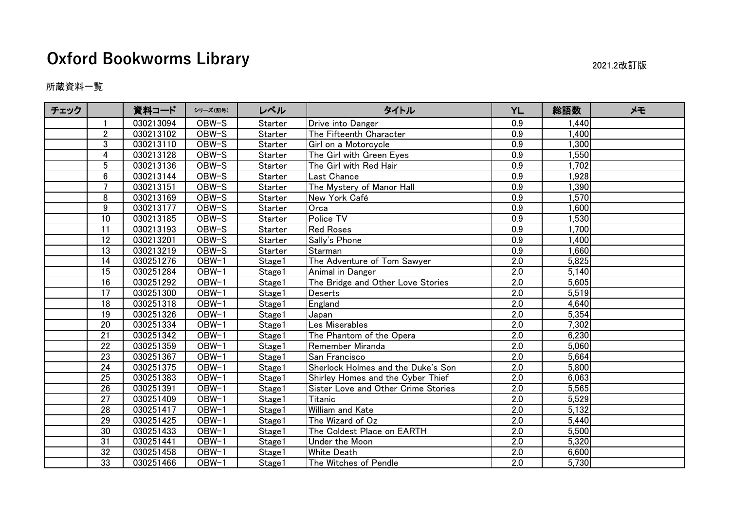# Oxford Bookworms Library

2021.2改訂版

所蔵資料一覧

| チェック | | 資料コード | シリーズ(記号) | レベル | タイトル | YL | 総語数 | メモ |
|---|---|---|---|---|---|---|---|---|
| | 1 | 030213094 | OBW-S | Starter | Drive into Danger | 0.9 | 1,440 | |
| | 2 | 030213102 | OBW-S | Starter | The Fifteenth Character | 0.9 | 1,400 | |
| | 3 | 030213110 | OBW-S | Starter | Girl on a Motorcycle | 0.9 | 1,300 | |
| | 4 | 030213128 | OBW-S | Starter | The Girl with Green Eyes | 0.9 | 1,550 | |
| | 5 | 030213136 | OBW-S | Starter | The Girl with Red Hair | 0.9 | 1,702 | |
| | 6 | 030213144 | OBW-S | Starter | Last Chance | 0.9 | 1,928 | |
| | 7 | 030213151 | OBW-S | Starter | The Mystery of Manor Hall | 0.9 | 1,390 | |
| | 8 | 030213169 | OBW-S | Starter | New York Café | 0.9 | 1,570 | |
| | 9 | 030213177 | OBW-S | Starter | Orca | 0.9 | 1,600 | |
| | 10 | 030213185 | OBW-S | Starter | Police TV | 0.9 | 1,530 | |
| | 11 | 030213193 | OBW-S | Starter | Red Roses | 0.9 | 1,700 | |
| | 12 | 030213201 | OBW-S | Starter | Sally's Phone | 0.9 | 1,400 | |
| | 13 | 030213219 | OBW-S | Starter | Starman | 0.9 | 1,660 | |
| | 14 | 030251276 | OBW-1 | Stage1 | The Adventure of Tom Sawyer | 2.0 | 5,825 | |
| | 15 | 030251284 | OBW-1 | Stage1 | Animal in Danger | 2.0 | 5,140 | |
| | 16 | 030251292 | OBW-1 | Stage1 | The Bridge and Other Love Stories | 2.0 | 5,605 | |
| | 17 | 030251300 | OBW-1 | Stage1 | Deserts | 2.0 | 5,519 | |
| | 18 | 030251318 | OBW-1 | Stage1 | England | 2.0 | 4,640 | |
| | 19 | 030251326 | OBW-1 | Stage1 | Japan | 2.0 | 5,354 | |
| | 20 | 030251334 | OBW-1 | Stage1 | Les Miserables | 2.0 | 7,302 | |
| | 21 | 030251342 | OBW-1 | Stage1 | The Phantom of the Opera | 2.0 | 6,230 | |
| | 22 | 030251359 | OBW-1 | Stage1 | Remember Miranda | 2.0 | 5,060 | |
| | 23 | 030251367 | OBW-1 | Stage1 | San Francisco | 2.0 | 5,664 | |
| | 24 | 030251375 | OBW-1 | Stage1 | Sherlock Holmes and the Duke's Son | 2.0 | 5,800 | |
| | 25 | 030251383 | OBW-1 | Stage1 | Shirley Homes and the Cyber Thief | 2.0 | 6,063 | |
| | 26 | 030251391 | OBW-1 | Stage1 | Sister Love and Other Crime Stories | 2.0 | 5,565 | |
| | 27 | 030251409 | OBW-1 | Stage1 | Titanic | 2.0 | 5,529 | |
| | 28 | 030251417 | OBW-1 | Stage1 | William and Kate | 2.0 | 5,132 | |
| | 29 | 030251425 | OBW-1 | Stage1 | The Wizard of Oz | 2.0 | 5,440 | |
| | 30 | 030251433 | OBW-1 | Stage1 | The Coldest Place on EARTH | 2.0 | 5,500 | |
| | 31 | 030251441 | OBW-1 | Stage1 | Under the Moon | 2.0 | 5,320 | |
| | 32 | 030251458 | OBW-1 | Stage1 | White Death | 2.0 | 6,600 | |
| | 33 | 030251466 | OBW-1 | Stage1 | The Witches of Pendle | 2.0 | 5,730 | |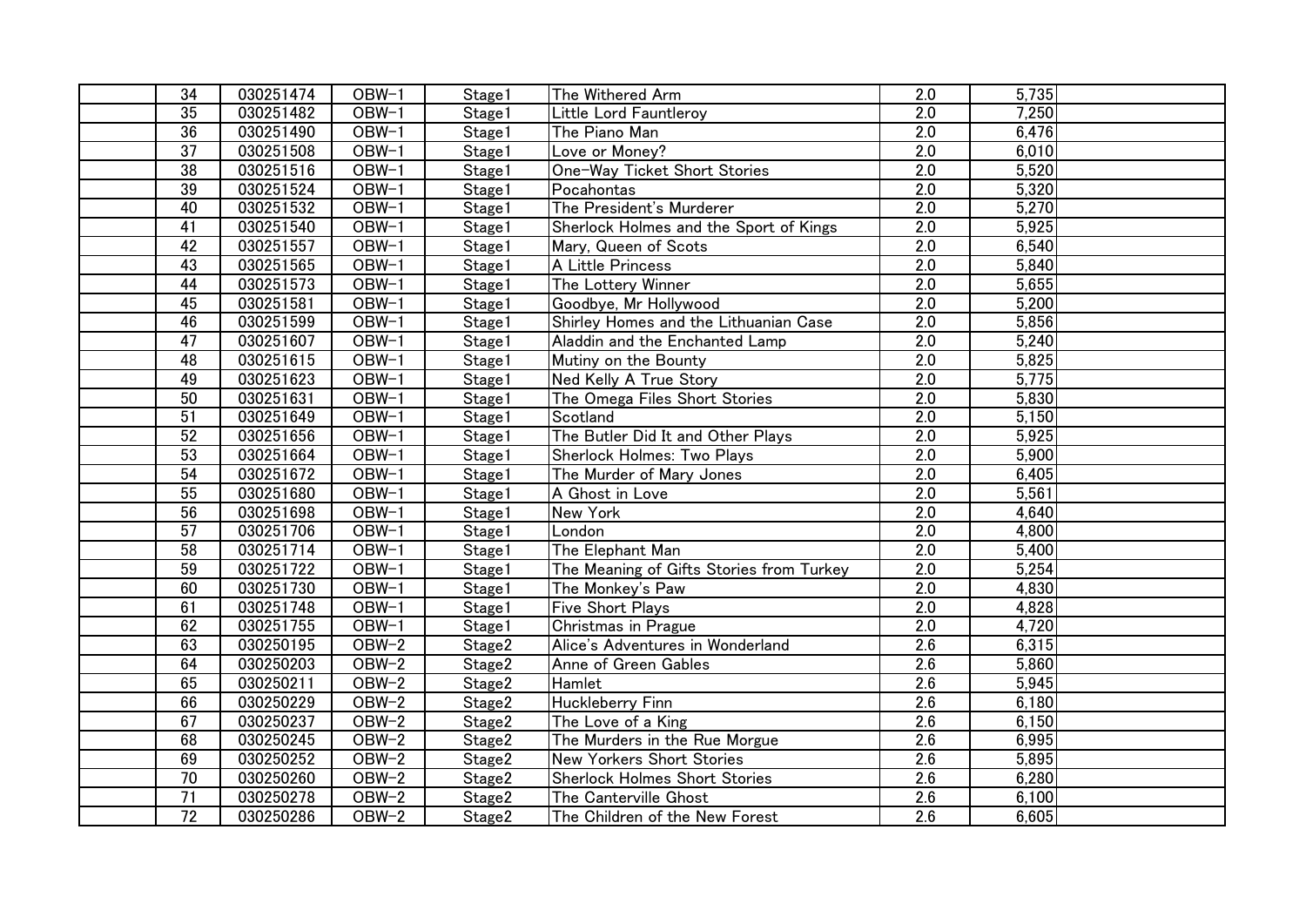| | | | | | | | | |
|---|---|---|---|---|---|---|---|---|
| | 34 | 030251474 | OBW-1 | Stage1 | The Withered Arm | 2.0 | 5,735 | |
| | 35 | 030251482 | OBW-1 | Stage1 | Little Lord Fauntleroy | 2.0 | 7,250 | |
| | 36 | 030251490 | OBW-1 | Stage1 | The Piano Man | 2.0 | 6,476 | |
| | 37 | 030251508 | OBW-1 | Stage1 | Love or Money? | 2.0 | 6,010 | |
| | 38 | 030251516 | OBW-1 | Stage1 | One-Way Ticket Short Stories | 2.0 | 5,520 | |
| | 39 | 030251524 | OBW-1 | Stage1 | Pocahontas | 2.0 | 5,320 | |
| | 40 | 030251532 | OBW-1 | Stage1 | The President's Murderer | 2.0 | 5,270 | |
| | 41 | 030251540 | OBW-1 | Stage1 | Sherlock Holmes and the Sport of Kings | 2.0 | 5,925 | |
| | 42 | 030251557 | OBW-1 | Stage1 | Mary, Queen of Scots | 2.0 | 6,540 | |
| | 43 | 030251565 | OBW-1 | Stage1 | A Little Princess | 2.0 | 5,840 | |
| | 44 | 030251573 | OBW-1 | Stage1 | The Lottery Winner | 2.0 | 5,655 | |
| | 45 | 030251581 | OBW-1 | Stage1 | Goodbye, Mr Hollywood | 2.0 | 5,200 | |
| | 46 | 030251599 | OBW-1 | Stage1 | Shirley Homes and the Lithuanian Case | 2.0 | 5,856 | |
| | 47 | 030251607 | OBW-1 | Stage1 | Aladdin and the Enchanted Lamp | 2.0 | 5,240 | |
| | 48 | 030251615 | OBW-1 | Stage1 | Mutiny on the Bounty | 2.0 | 5,825 | |
| | 49 | 030251623 | OBW-1 | Stage1 | Ned Kelly A True Story | 2.0 | 5,775 | |
| | 50 | 030251631 | OBW-1 | Stage1 | The Omega Files Short Stories | 2.0 | 5,830 | |
| | 51 | 030251649 | OBW-1 | Stage1 | Scotland | 2.0 | 5,150 | |
| | 52 | 030251656 | OBW-1 | Stage1 | The Butler Did It and Other Plays | 2.0 | 5,925 | |
| | 53 | 030251664 | OBW-1 | Stage1 | Sherlock Holmes: Two Plays | 2.0 | 5,900 | |
| | 54 | 030251672 | OBW-1 | Stage1 | The Murder of Mary Jones | 2.0 | 6,405 | |
| | 55 | 030251680 | OBW-1 | Stage1 | A Ghost in Love | 2.0 | 5,561 | |
| | 56 | 030251698 | OBW-1 | Stage1 | New York | 2.0 | 4,640 | |
| | 57 | 030251706 | OBW-1 | Stage1 | London | 2.0 | 4,800 | |
| | 58 | 030251714 | OBW-1 | Stage1 | The Elephant Man | 2.0 | 5,400 | |
| | 59 | 030251722 | OBW-1 | Stage1 | The Meaning of Gifts Stories from Turkey | 2.0 | 5,254 | |
| | 60 | 030251730 | OBW-1 | Stage1 | The Monkey's Paw | 2.0 | 4,830 | |
| | 61 | 030251748 | OBW-1 | Stage1 | Five Short Plays | 2.0 | 4,828 | |
| | 62 | 030251755 | OBW-1 | Stage1 | Christmas in Prague | 2.0 | 4,720 | |
| | 63 | 030250195 | OBW-2 | Stage2 | Alice's Adventures in Wonderland | 2.6 | 6,315 | |
| | 64 | 030250203 | OBW-2 | Stage2 | Anne of Green Gables | 2.6 | 5,860 | |
| | 65 | 030250211 | OBW-2 | Stage2 | Hamlet | 2.6 | 5,945 | |
| | 66 | 030250229 | OBW-2 | Stage2 | Huckleberry Finn | 2.6 | 6,180 | |
| | 67 | 030250237 | OBW-2 | Stage2 | The Love of a King | 2.6 | 6,150 | |
| | 68 | 030250245 | OBW-2 | Stage2 | The Murders in the Rue Morgue | 2.6 | 6,995 | |
| | 69 | 030250252 | OBW-2 | Stage2 | New Yorkers Short Stories | 2.6 | 5,895 | |
| | 70 | 030250260 | OBW-2 | Stage2 | Sherlock Holmes Short Stories | 2.6 | 6,280 | |
| | 71 | 030250278 | OBW-2 | Stage2 | The Canterville Ghost | 2.6 | 6,100 | |
| | 72 | 030250286 | OBW-2 | Stage2 | The Children of the New Forest | 2.6 | 6,605 | |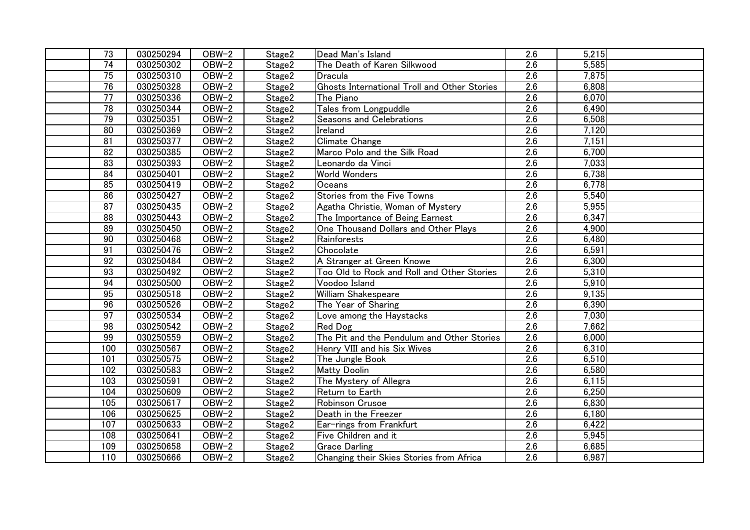| | | | | | | | | |
|---|---|---|---|---|---|---|---|---|
| | 73 | 030250294 | OBW-2 | Stage2 | Dead Man's Island | 2.6 | 5,215 | |
| | 74 | 030250302 | OBW-2 | Stage2 | The Death of Karen Silkwood | 2.6 | 5,585 | |
| | 75 | 030250310 | OBW-2 | Stage2 | Dracula | 2.6 | 7,875 | |
| | 76 | 030250328 | OBW-2 | Stage2 | Ghosts International Troll and Other Stories | 2.6 | 6,808 | |
| | 77 | 030250336 | OBW-2 | Stage2 | The Piano | 2.6 | 6,070 | |
| | 78 | 030250344 | OBW-2 | Stage2 | Tales from Longpuddle | 2.6 | 6,490 | |
| | 79 | 030250351 | OBW-2 | Stage2 | Seasons and Celebrations | 2.6 | 6,508 | |
| | 80 | 030250369 | OBW-2 | Stage2 | Ireland | 2.6 | 7,120 | |
| | 81 | 030250377 | OBW-2 | Stage2 | Climate Change | 2.6 | 7,151 | |
| | 82 | 030250385 | OBW-2 | Stage2 | Marco Polo and the Silk Road | 2.6 | 6,700 | |
| | 83 | 030250393 | OBW-2 | Stage2 | Leonardo da Vinci | 2.6 | 7,033 | |
| | 84 | 030250401 | OBW-2 | Stage2 | World Wonders | 2.6 | 6,738 | |
| | 85 | 030250419 | OBW-2 | Stage2 | Oceans | 2.6 | 6,778 | |
| | 86 | 030250427 | OBW-2 | Stage2 | Stories from the Five Towns | 2.6 | 5,540 | |
| | 87 | 030250435 | OBW-2 | Stage2 | Agatha Christie, Woman of Mystery | 2.6 | 5,955 | |
| | 88 | 030250443 | OBW-2 | Stage2 | The Importance of Being Earnest | 2.6 | 6,347 | |
| | 89 | 030250450 | OBW-2 | Stage2 | One Thousand Dollars and Other Plays | 2.6 | 4,900 | |
| | 90 | 030250468 | OBW-2 | Stage2 | Rainforests | 2.6 | 6,480 | |
| | 91 | 030250476 | OBW-2 | Stage2 | Chocolate | 2.6 | 6,591 | |
| | 92 | 030250484 | OBW-2 | Stage2 | A Stranger at Green Knowe | 2.6 | 6,300 | |
| | 93 | 030250492 | OBW-2 | Stage2 | Too Old to Rock and Roll and Other Stories | 2.6 | 5,310 | |
| | 94 | 030250500 | OBW-2 | Stage2 | Voodoo Island | 2.6 | 5,910 | |
| | 95 | 030250518 | OBW-2 | Stage2 | William Shakespeare | 2.6 | 9,135 | |
| | 96 | 030250526 | OBW-2 | Stage2 | The Year of Sharing | 2.6 | 6,390 | |
| | 97 | 030250534 | OBW-2 | Stage2 | Love among the Haystacks | 2.6 | 7,030 | |
| | 98 | 030250542 | OBW-2 | Stage2 | Red Dog | 2.6 | 7,662 | |
| | 99 | 030250559 | OBW-2 | Stage2 | The Pit and the Pendulum and Other Stories | 2.6 | 6,000 | |
| | 100 | 030250567 | OBW-2 | Stage2 | Henry VIII and his Six Wives | 2.6 | 6,310 | |
| | 101 | 030250575 | OBW-2 | Stage2 | The Jungle Book | 2.6 | 6,510 | |
| | 102 | 030250583 | OBW-2 | Stage2 | Matty Doolin | 2.6 | 6,580 | |
| | 103 | 030250591 | OBW-2 | Stage2 | The Mystery of Allegra | 2.6 | 6,115 | |
| | 104 | 030250609 | OBW-2 | Stage2 | Return to Earth | 2.6 | 6,250 | |
| | 105 | 030250617 | OBW-2 | Stage2 | Robinson Crusoe | 2.6 | 6,830 | |
| | 106 | 030250625 | OBW-2 | Stage2 | Death in the Freezer | 2.6 | 6,180 | |
| | 107 | 030250633 | OBW-2 | Stage2 | Ear-rings from Frankfurt | 2.6 | 6,422 | |
| | 108 | 030250641 | OBW-2 | Stage2 | Five Children and it | 2.6 | 5,945 | |
| | 109 | 030250658 | OBW-2 | Stage2 | Grace Darling | 2.6 | 6,685 | |
| | 110 | 030250666 | OBW-2 | Stage2 | Changing their Skies Stories from Africa | 2.6 | 6,987 | |